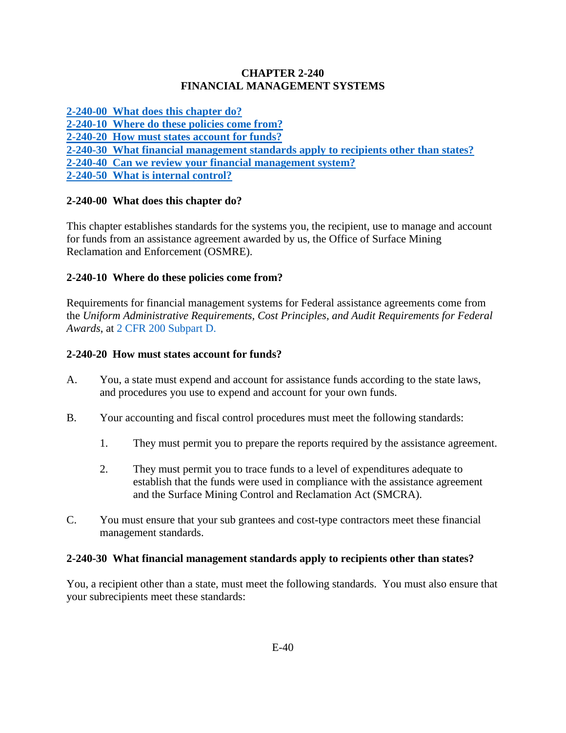# CHAPTER 2-240
# FINANCIAL MANAGEMENT SYSTEMS

**2-240-00 What does this chapter do?**
**2-240-10 Where do these policies come from?**
**2-240-20 How must states account for funds?**
**2-240-30 What financial management standards apply to recipients other than states?**
**2-240-40 Can we review your financial management system?**
**2-240-50 What is internal control?**

## 2-240-00 What does this chapter do?

This chapter establishes standards for the systems you, the recipient, use to manage and account for funds from an assistance agreement awarded by us, the Office of Surface Mining Reclamation and Enforcement (OSMRE).

## 2-240-10 Where do these policies come from?

Requirements for financial management systems for Federal assistance agreements come from the *Uniform Administrative Requirements, Cost Principles, and Audit Requirements for Federal Awards*, at 2 CFR 200 Subpart D.

## 2-240-20 How must states account for funds?

A. You, a state must expend and account for assistance funds according to the state laws, and procedures you use to expend and account for your own funds.

B. Your accounting and fiscal control procedures must meet the following standards:

   1. They must permit you to prepare the reports required by the assistance agreement.

   2. They must permit you to trace funds to a level of expenditures adequate to establish that the funds were used in compliance with the assistance agreement and the Surface Mining Control and Reclamation Act (SMCRA).

C. You must ensure that your sub grantees and cost-type contractors meet these financial management standards.

## 2-240-30 What financial management standards apply to recipients other than states?

You, a recipient other than a state, must meet the following standards. You must also ensure that your subrecipients meet these standards: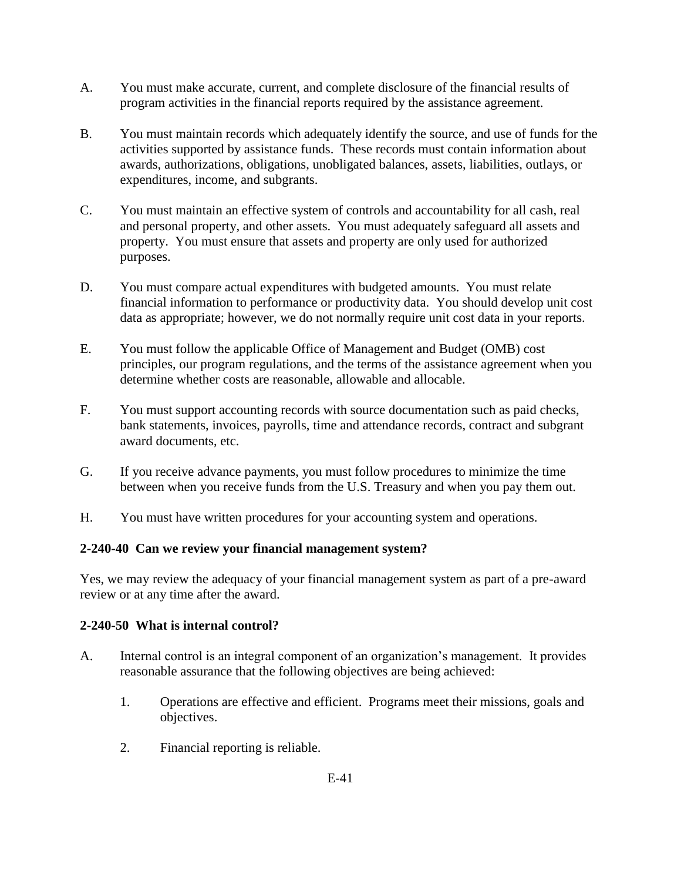A. You must make accurate, current, and complete disclosure of the financial results of program activities in the financial reports required by the assistance agreement.

B. You must maintain records which adequately identify the source, and use of funds for the activities supported by assistance funds. These records must contain information about awards, authorizations, obligations, unobligated balances, assets, liabilities, outlays, or expenditures, income, and subgrants.

C. You must maintain an effective system of controls and accountability for all cash, real and personal property, and other assets. You must adequately safeguard all assets and property. You must ensure that assets and property are only used for authorized purposes.

D. You must compare actual expenditures with budgeted amounts. You must relate financial information to performance or productivity data. You should develop unit cost data as appropriate; however, we do not normally require unit cost data in your reports.

E. You must follow the applicable Office of Management and Budget (OMB) cost principles, our program regulations, and the terms of the assistance agreement when you determine whether costs are reasonable, allowable and allocable.

F. You must support accounting records with source documentation such as paid checks, bank statements, invoices, payrolls, time and attendance records, contract and subgrant award documents, etc.

G. If you receive advance payments, you must follow procedures to minimize the time between when you receive funds from the U.S. Treasury and when you pay them out.

H. You must have written procedures for your accounting system and operations.

**2-240-40 Can we review your financial management system?**

Yes, we may review the adequacy of your financial management system as part of a pre-award review or at any time after the award.

**2-240-50 What is internal control?**

A. Internal control is an integral component of an organization's management. It provides reasonable assurance that the following objectives are being achieved:

   1. Operations are effective and efficient. Programs meet their missions, goals and objectives.

   2. Financial reporting is reliable.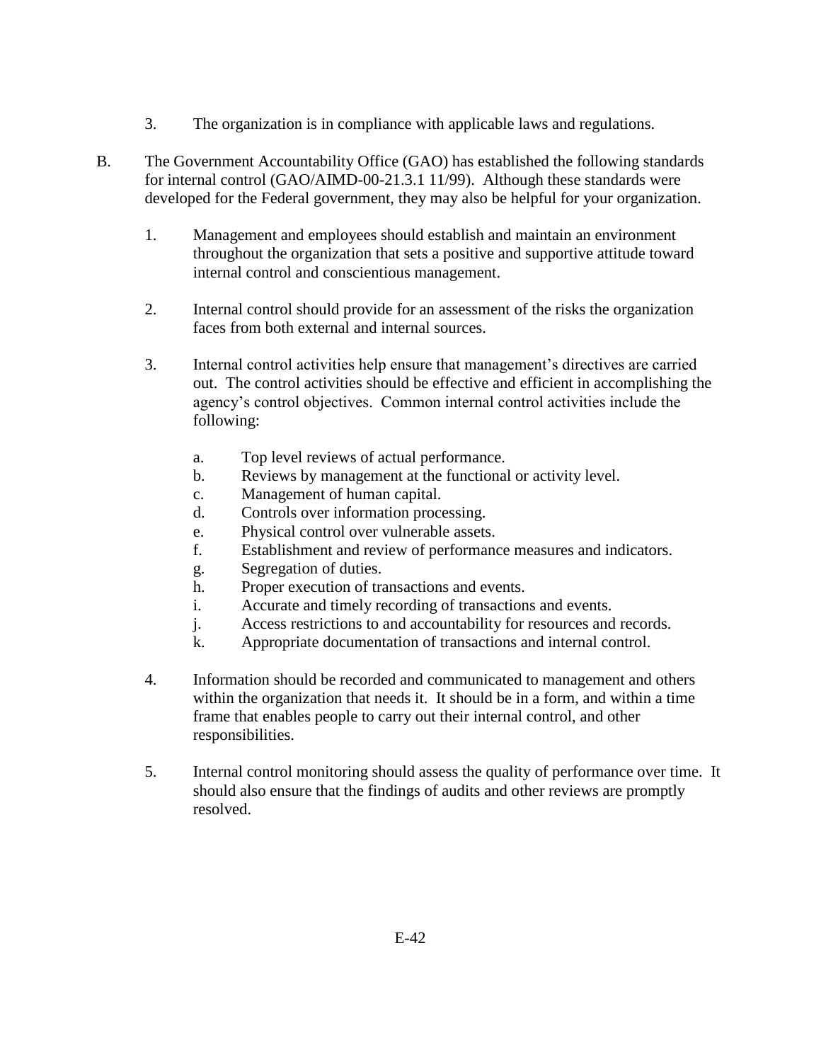3. The organization is in compliance with applicable laws and regulations.

B. The Government Accountability Office (GAO) has established the following standards for internal control (GAO/AIMD-00-21.3.1 11/99). Although these standards were developed for the Federal government, they may also be helpful for your organization.

   1. Management and employees should establish and maintain an environment throughout the organization that sets a positive and supportive attitude toward internal control and conscientious management.

   2. Internal control should provide for an assessment of the risks the organization faces from both external and internal sources.

   3. Internal control activities help ensure that management's directives are carried out. The control activities should be effective and efficient in accomplishing the agency's control objectives. Common internal control activities include the following:

      a. Top level reviews of actual performance.
      b. Reviews by management at the functional or activity level.
      c. Management of human capital.
      d. Controls over information processing.
      e. Physical control over vulnerable assets.
      f. Establishment and review of performance measures and indicators.
      g. Segregation of duties.
      h. Proper execution of transactions and events.
      i. Accurate and timely recording of transactions and events.
      j. Access restrictions to and accountability for resources and records.
      k. Appropriate documentation of transactions and internal control.

   4. Information should be recorded and communicated to management and others within the organization that needs it. It should be in a form, and within a time frame that enables people to carry out their internal control, and other responsibilities.

   5. Internal control monitoring should assess the quality of performance over time. It should also ensure that the findings of audits and other reviews are promptly resolved.